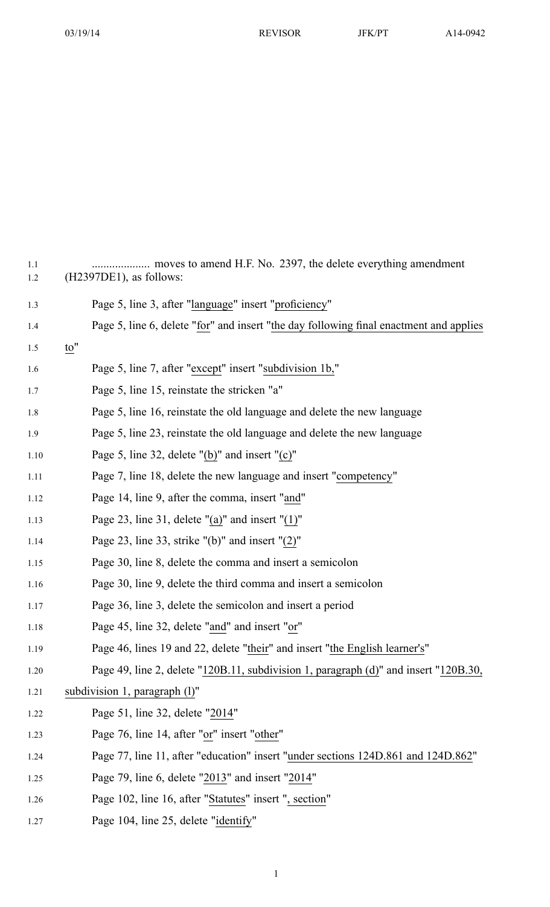.................... moves to amend H.F. No. 2397, the delete everything amendment (H2397DE1), as follows:

Page 5, line 3, after "language" insert "proficiency"

Page 5, line 6, delete "for" and insert "the day following final enactment and applies to"

Page 5, line 7, after "except" insert "subdivision 1b,"

Page 5, line 15, reinstate the stricken "a"

Page 5, line 16, reinstate the old language and delete the new language

Page 5, line 23, reinstate the old language and delete the new language

Page 5, line 32, delete "(b)" and insert "(c)"

Page 7, line 18, delete the new language and insert "competency"

Page 14, line 9, after the comma, insert "and"

Page 23, line 31, delete "(a)" and insert "(1)"

Page 23, line 33, strike "(b)" and insert "(2)"

Page 30, line 8, delete the comma and insert a semicolon

Page 30, line 9, delete the third comma and insert a semicolon

Page 36, line 3, delete the semicolon and insert a period

Page 45, line 32, delete "and" and insert "or"

Page 46, lines 19 and 22, delete "their" and insert "the English learner's"

Page 49, line 2, delete "120B.11, subdivision 1, paragraph (d)" and insert "120B.30, subdivision 1, paragraph (l)"

Page 51, line 32, delete "2014"

Page 76, line 14, after "or" insert "other"

Page 77, line 11, after "education" insert "under sections 124D.861 and 124D.862"

Page 79, line 6, delete "2013" and insert "2014"

Page 102, line 16, after "Statutes" insert ", section"

Page 104, line 25, delete "identify"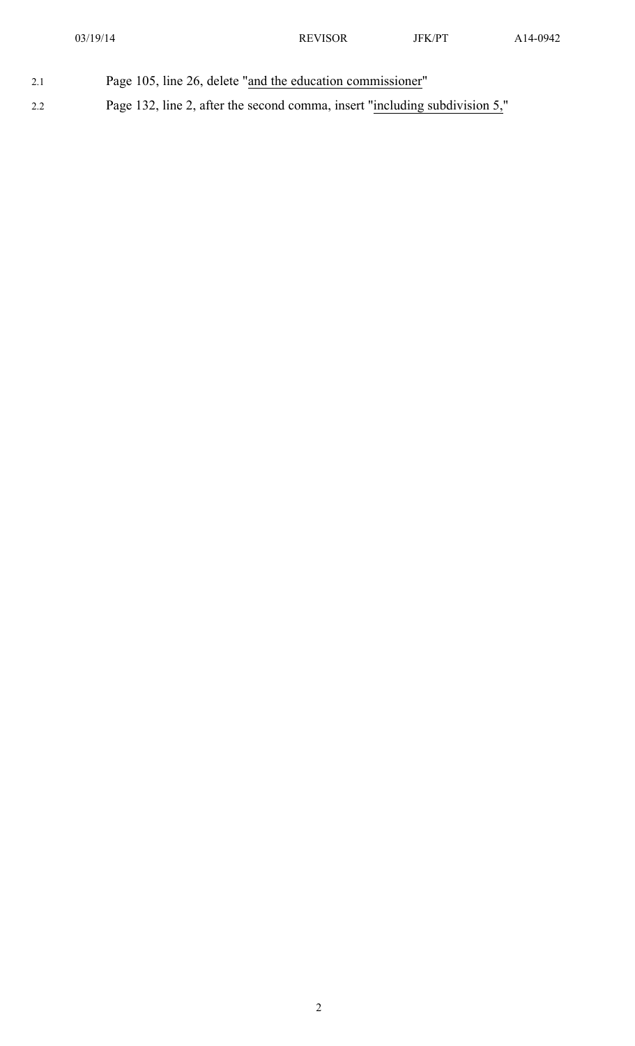2.1 Page 105, line 26, delete "and the education commissioner"

2.2 Page 132, line 2, after the second comma, insert "including subdivision 5,"